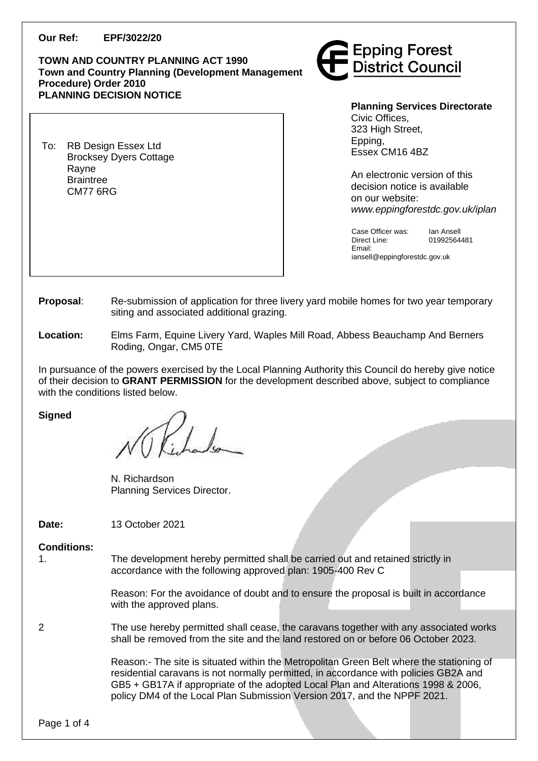**Our Ref:** **EPF/3022/20**

**TOWN AND COUNTRY PLANNING ACT 1990**
**Town and Country Planning (Development Management Procedure) Order 2010**
**PLANNING DECISION NOTICE**

Epping Forest District Council

**Planning Services Directorate**
Civic Offices,
323 High Street,
Epping,
Essex CM16 4BZ

An electronic version of this decision notice is available on our website:
*www.eppingforestdc.gov.uk/iplan*

Case Officer was: Ian Ansell
Direct Line: 01992564481
Email: iansell@eppingforestdc.gov.uk

To: RB Design Essex Ltd
Brocksey Dyers Cottage
Rayne
Braintree
CM77 6RG

**Proposal**: Re-submission of application for three livery yard mobile homes for two year temporary siting and associated additional grazing.

**Location:** Elms Farm, Equine Livery Yard, Waples Mill Road, Abbess Beauchamp And Berners Roding, Ongar, CM5 0TE

In pursuance of the powers exercised by the Local Planning Authority this Council do hereby give notice of their decision to **GRANT PERMISSION** for the development described above, subject to compliance with the conditions listed below.

**Signed**

N. Richardson
Planning Services Director.

**Date:** 13 October 2021

**Conditions:**

1. The development hereby permitted shall be carried out and retained strictly in accordance with the following approved plan: 1905-400 Rev C

   Reason: For the avoidance of doubt and to ensure the proposal is built in accordance with the approved plans.

2. The use hereby permitted shall cease, the caravans together with any associated works shall be removed from the site and the land restored on or before 06 October 2023.

   Reason:- The site is situated within the Metropolitan Green Belt where the stationing of residential caravans is not normally permitted, in accordance with policies GB2A and GB5 + GB17A if appropriate of the adopted Local Plan and Alterations 1998 & 2006, policy DM4 of the Local Plan Submission Version 2017, and the NPPF 2021.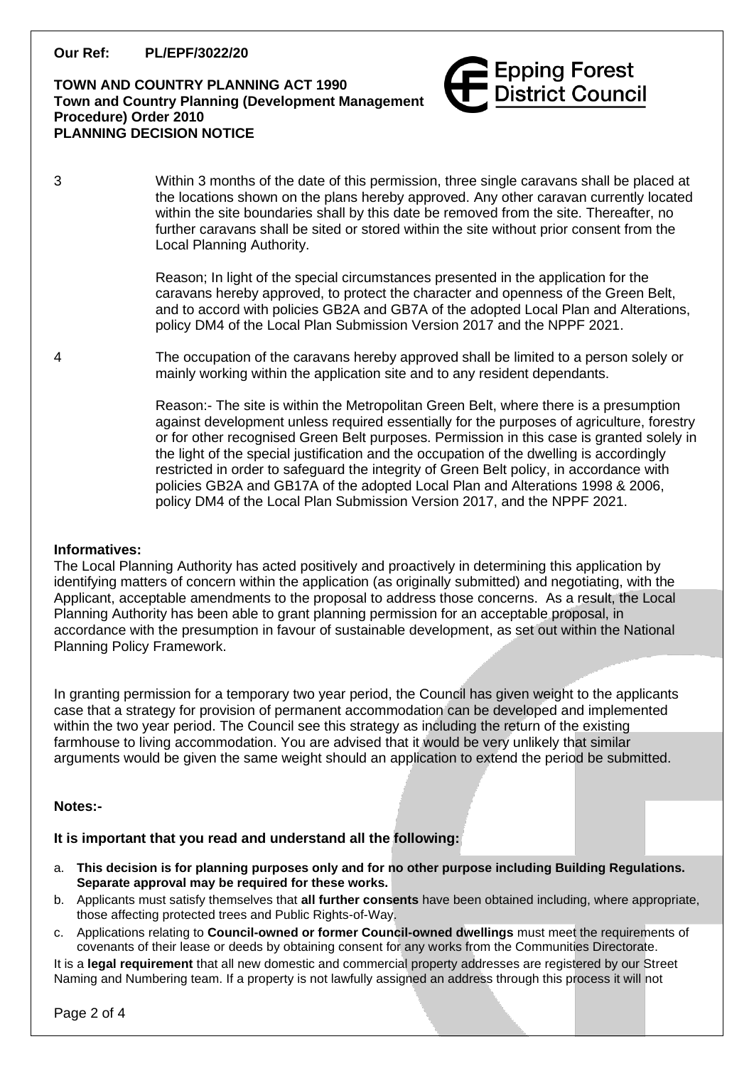**Our Ref: PL/EPF/3022/20**

**TOWN AND COUNTRY PLANNING ACT 1990**
**Town and Country Planning (Development Management Procedure) Order 2010**
**PLANNING DECISION NOTICE**

3 Within 3 months of the date of this permission, three single caravans shall be placed at the locations shown on the plans hereby approved. Any other caravan currently located within the site boundaries shall by this date be removed from the site. Thereafter, no further caravans shall be sited or stored within the site without prior consent from the Local Planning Authority.

Reason; In light of the special circumstances presented in the application for the caravans hereby approved, to protect the character and openness of the Green Belt, and to accord with policies GB2A and GB7A of the adopted Local Plan and Alterations, policy DM4 of the Local Plan Submission Version 2017 and the NPPF 2021.

4 The occupation of the caravans hereby approved shall be limited to a person solely or mainly working within the application site and to any resident dependants.

Reason:- The site is within the Metropolitan Green Belt, where there is a presumption against development unless required essentially for the purposes of agriculture, forestry or for other recognised Green Belt purposes. Permission in this case is granted solely in the light of the special justification and the occupation of the dwelling is accordingly restricted in order to safeguard the integrity of Green Belt policy, in accordance with policies GB2A and GB17A of the adopted Local Plan and Alterations 1998 & 2006, policy DM4 of the Local Plan Submission Version 2017, and the NPPF 2021.

**Informatives:**

The Local Planning Authority has acted positively and proactively in determining this application by identifying matters of concern within the application (as originally submitted) and negotiating, with the Applicant, acceptable amendments to the proposal to address those concerns. As a result, the Local Planning Authority has been able to grant planning permission for an acceptable proposal, in accordance with the presumption in favour of sustainable development, as set out within the National Planning Policy Framework.

In granting permission for a temporary two year period, the Council has given weight to the applicants case that a strategy for provision of permanent accommodation can be developed and implemented within the two year period. The Council see this strategy as including the return of the existing farmhouse to living accommodation. You are advised that it would be very unlikely that similar arguments would be given the same weight should an application to extend the period be submitted.

**Notes:-**

**It is important that you read and understand all the following:**

a. **This decision is for planning purposes only and for no other purpose including Building Regulations. Separate approval may be required for these works.**
b. Applicants must satisfy themselves that **all further consents** have been obtained including, where appropriate, those affecting protected trees and Public Rights-of-Way.
c. Applications relating to **Council-owned or former Council-owned dwellings** must meet the requirements of covenants of their lease or deeds by obtaining consent for any works from the Communities Directorate.

It is a **legal requirement** that all new domestic and commercial property addresses are registered by our Street Naming and Numbering team. If a property is not lawfully assigned an address through this process it will not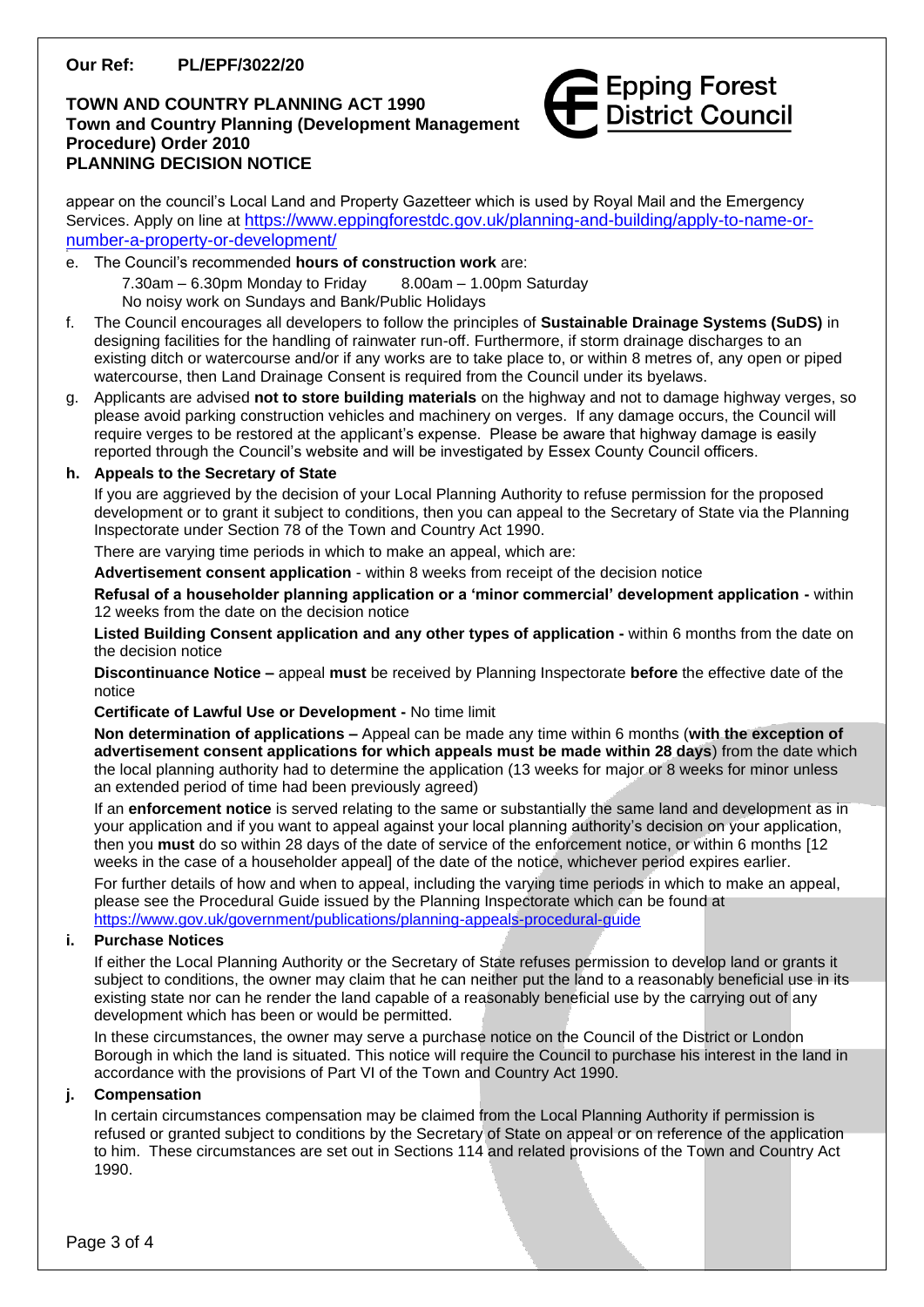**Our Ref: PL/EPF/3022/20**

**TOWN AND COUNTRY PLANNING ACT 1990**
**Town and Country Planning (Development Management Procedure) Order 2010**
**PLANNING DECISION NOTICE**

appear on the council's Local Land and Property Gazetteer which is used by Royal Mail and the Emergency Services. Apply on line at https://www.eppingforestdc.gov.uk/planning-and-building/apply-to-name-or-number-a-property-or-development/

e. The Council's recommended **hours of construction work** are:
   7.30am – 6.30pm Monday to Friday   8.00am – 1.00pm Saturday
   No noisy work on Sundays and Bank/Public Holidays

f. The Council encourages all developers to follow the principles of **Sustainable Drainage Systems (SuDS)** in designing facilities for the handling of rainwater run-off. Furthermore, if storm drainage discharges to an existing ditch or watercourse and/or if any works are to take place to, or within 8 metres of, any open or piped watercourse, then Land Drainage Consent is required from the Council under its byelaws.

g. Applicants are advised **not to store building materials** on the highway and not to damage highway verges, so please avoid parking construction vehicles and machinery on verges. If any damage occurs, the Council will require verges to be restored at the applicant's expense. Please be aware that highway damage is easily reported through the Council's website and will be investigated by Essex County Council officers.

**h. Appeals to the Secretary of State**

If you are aggrieved by the decision of your Local Planning Authority to refuse permission for the proposed development or to grant it subject to conditions, then you can appeal to the Secretary of State via the Planning Inspectorate under Section 78 of the Town and Country Act 1990.

There are varying time periods in which to make an appeal, which are:

**Advertisement consent application** - within 8 weeks from receipt of the decision notice

**Refusal of a householder planning application or a 'minor commercial' development application -** within 12 weeks from the date on the decision notice

**Listed Building Consent application and any other types of application -** within 6 months from the date on the decision notice

**Discontinuance Notice –** appeal **must** be received by Planning Inspectorate **before** the effective date of the notice

**Certificate of Lawful Use or Development -** No time limit

**Non determination of applications –** Appeal can be made any time within 6 months (**with the exception of advertisement consent applications for which appeals must be made within 28 days**) from the date which the local planning authority had to determine the application (13 weeks for major or 8 weeks for minor unless an extended period of time had been previously agreed)

If an **enforcement notice** is served relating to the same or substantially the same land and development as in your application and if you want to appeal against your local planning authority's decision on your application, then you **must** do so within 28 days of the date of service of the enforcement notice, or within 6 months [12 weeks in the case of a householder appeal] of the date of the notice, whichever period expires earlier.

For further details of how and when to appeal, including the varying time periods in which to make an appeal, please see the Procedural Guide issued by the Planning Inspectorate which can be found at https://www.gov.uk/government/publications/planning-appeals-procedural-guide

**i. Purchase Notices**

If either the Local Planning Authority or the Secretary of State refuses permission to develop land or grants it subject to conditions, the owner may claim that he can neither put the land to a reasonably beneficial use in its existing state nor can he render the land capable of a reasonably beneficial use by the carrying out of any development which has been or would be permitted.

In these circumstances, the owner may serve a purchase notice on the Council of the District or London Borough in which the land is situated. This notice will require the Council to purchase his interest in the land in accordance with the provisions of Part VI of the Town and Country Act 1990.

**j. Compensation**

In certain circumstances compensation may be claimed from the Local Planning Authority if permission is refused or granted subject to conditions by the Secretary of State on appeal or on reference of the application to him. These circumstances are set out in Sections 114 and related provisions of the Town and Country Act 1990.